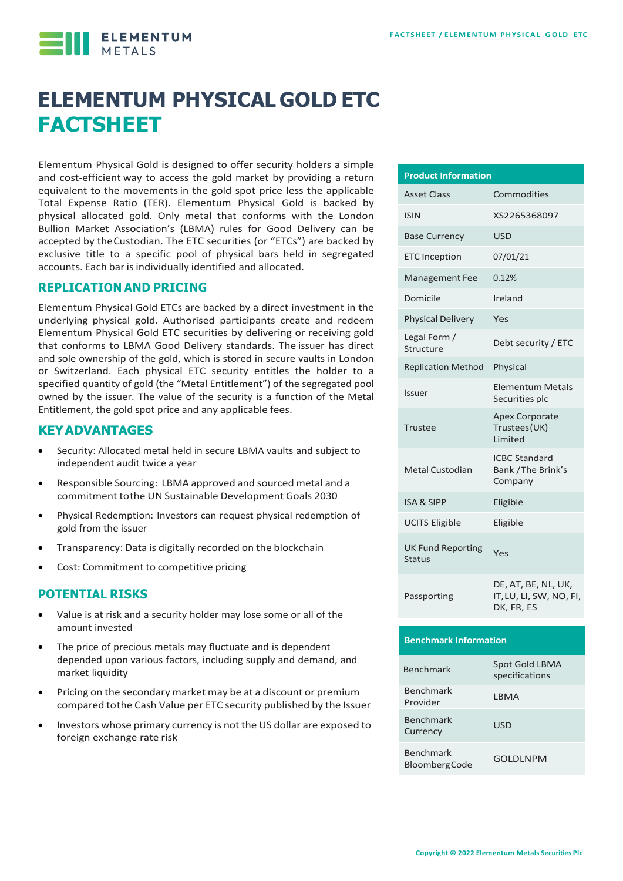# ELEMENTUM PHYSICAL GOLD ETC FACTSHEET

Elementum Physical Gold is designed to offer security holders a simple and cost-efficient way to access the gold market by providing a return equivalent to the movements in the gold spot price less the applicable Total Expense Ratio (TER). Elementum Physical Gold is backed by physical allocated gold. Only metal that conforms with the London Bullion Market Association's (LBMA) rules for Good Delivery can be accepted by the Custodian. The ETC securities (or "ETCs") are backed by exclusive title to a specific pool of physical bars held in segregated accounts. Each bar is individually identified and allocated.

## REPLICATION AND PRICING

Elementum Physical Gold ETCs are backed by a direct investment in the underlying physical gold. Authorised participants create and redeem Elementum Physical Gold ETC securities by delivering or receiving gold that conforms to LBMA Good Delivery standards. The issuer has direct and sole ownership of the gold, which is stored in secure vaults in London or Switzerland. Each physical ETC security entitles the holder to a specified quantity of gold (the "Metal Entitlement") of the segregated pool owned by the issuer. The value of the security is a function of the Metal Entitlement, the gold spot price and any applicable fees.

## KEY ADVANTAGES

- Security: Allocated metal held in secure LBMA vaults and subject to independent audit twice a year
- Responsible Sourcing: LBMA approved and sourced metal and a commitment to the UN Sustainable Development Goals 2030
- Physical Redemption: Investors can request physical redemption of gold from the issuer
- Transparency: Data is digitally recorded on the blockchain
- Cost: Commitment to competitive pricing

## POTENTIAL RISKS

- Value is at risk and a security holder may lose some or all of the amount invested
- The price of precious metals may fluctuate and is dependent depended upon various factors, including supply and demand, and market liquidity
- Pricing on the secondary market may be at a discount or premium compared to the Cash Value per ETC security published by the Issuer
- Investors whose primary currency is not the US dollar are exposed to foreign exchange rate risk

| Product Information | |
|---|---|
| Asset Class | Commodities |
| ISIN | XS2265368097 |
| Base Currency | USD |
| ETC Inception | 07/01/21 |
| Management Fee | 0.12% |
| Domicile | Ireland |
| Physical Delivery | Yes |
| Legal Form / Structure | Debt security / ETC |
| Replication Method | Physical |
| Issuer | Elementum Metals Securities plc |
| Trustee | Apex Corporate Trustees (UK) Limited |
| Metal Custodian | ICBC Standard Bank / The Brink's Company |
| ISA & SIPP | Eligible |
| UCITS Eligible | Eligible |
| UK Fund Reporting Status | Yes |
| Passporting | DE, AT, BE, NL, UK, IT, LU, LI, SW, NO, FI, DK, FR, ES |

| Benchmark Information | |
|---|---|
| Benchmark | Spot Gold LBMA specifications |
| Benchmark Provider | LBMA |
| Benchmark Currency | USD |
| Benchmark Bloomberg Code | GOLDLNPM |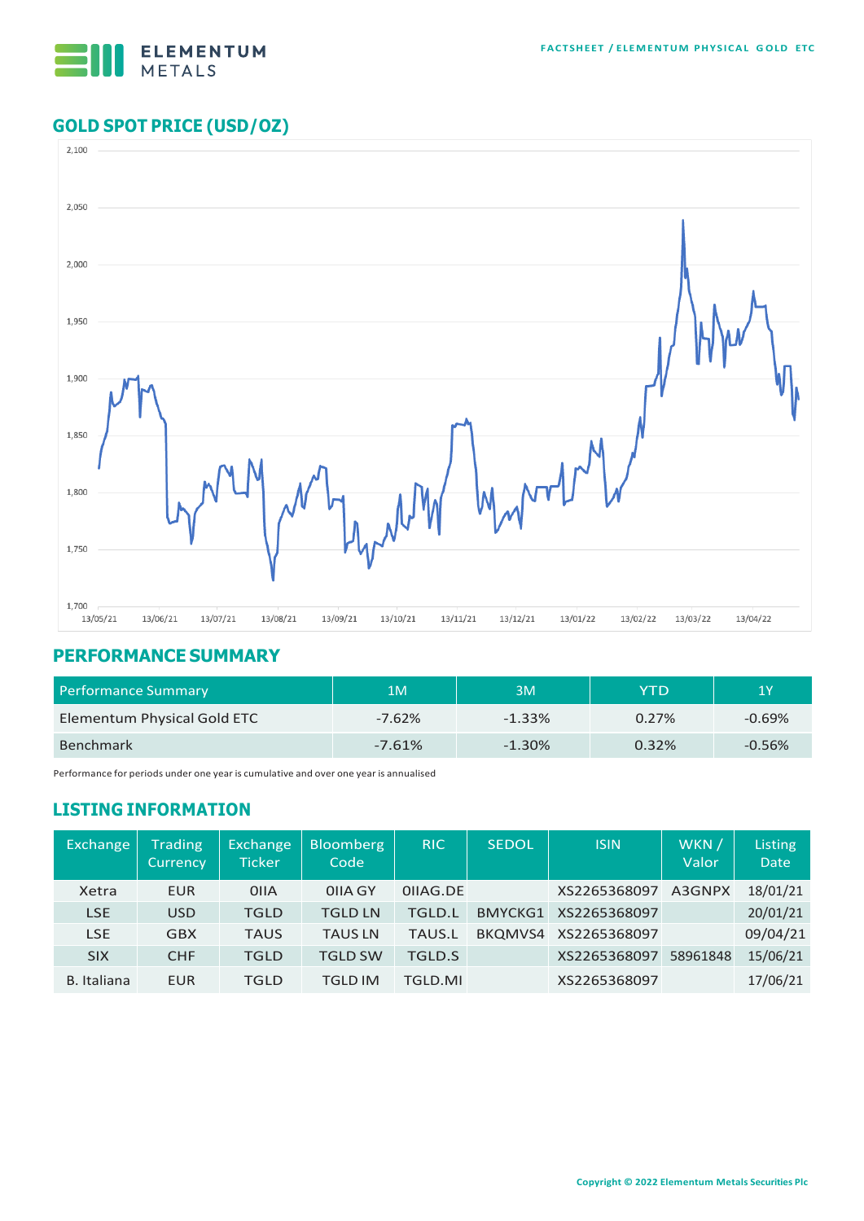## GOLD SPOT PRICE (USD/OZ)

## PERFORMANCE SUMMARY

| Performance Summary | 1M | 3M | YTD | 1Y |
|---|---|---|---|---|
| Elementum Physical Gold ETC | -7.62% | -1.33% | 0.27% | -0.69% |
| Benchmark | -7.61% | -1.30% | 0.32% | -0.56% |

Performance for periods under one year is cumulative and over one year is annualised

## LISTING INFORMATION

| Exchange | Trading Currency | Exchange Ticker | Bloomberg Code | RIC | SEDOL | ISIN | WKN / Valor | Listing Date |
|---|---|---|---|---|---|---|---|---|
| Xetra | EUR | OIIA | OIIA GY | OIIAG.DE | | XS2265368097 | A3GNPX | 18/01/21 |
| LSE | USD | TGLD | TGLD LN | TGLD.L | BMYCKG1 | XS2265368097 | | 20/01/21 |
| LSE | GBX | TAUS | TAUS LN | TAUS.L | BKQMVS4 | XS2265368097 | | 09/04/21 |
| SIX | CHF | TGLD | TGLD SW | TGLD.S | | XS2265368097 | 58961848 | 15/06/21 |
| B. Italiana | EUR | TGLD | TGLD IM | TGLD.MI | | XS2265368097 | | 17/06/21 |

Copyright © 2022 Elementum Metals Securities Plc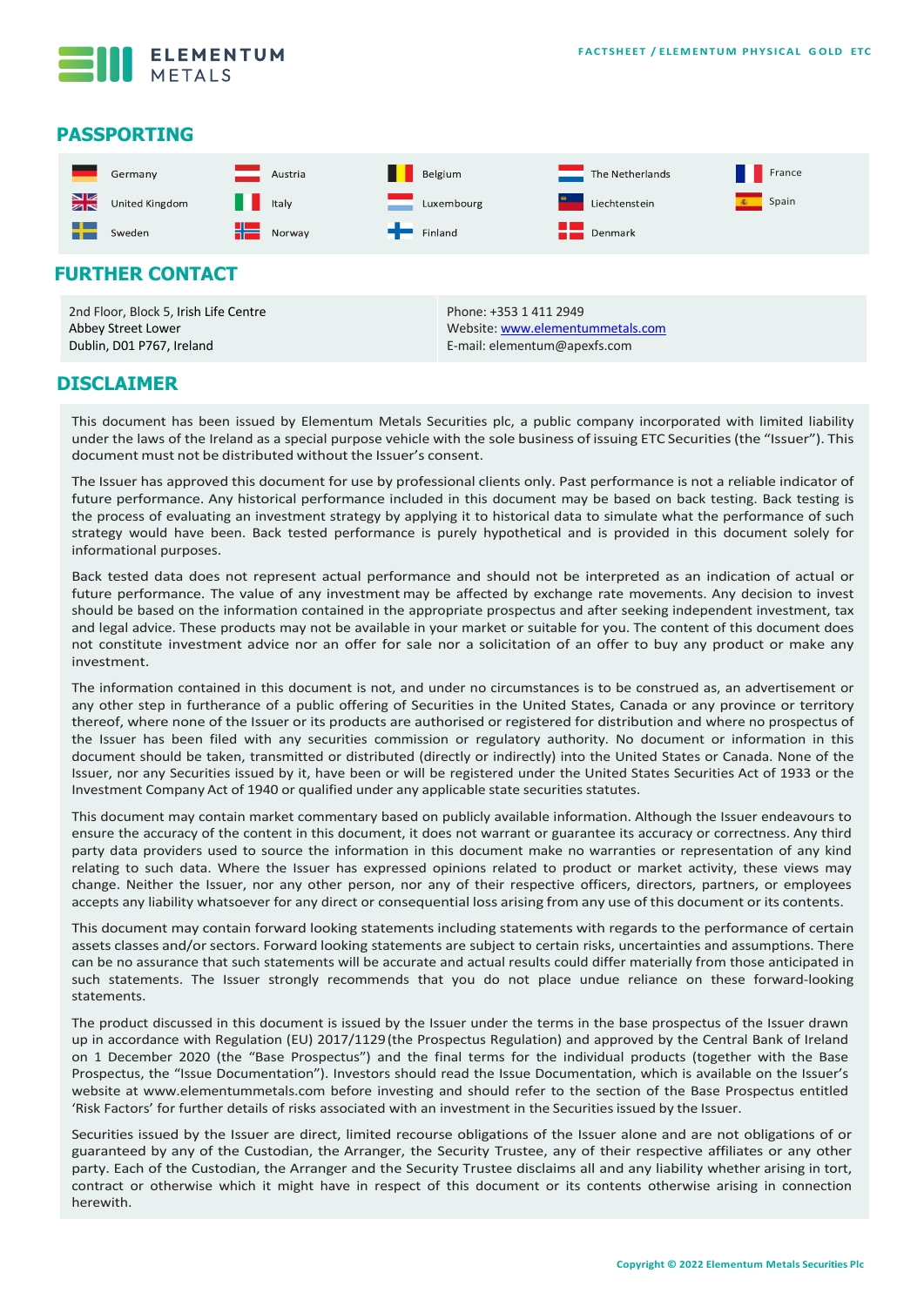## PASSPORTING

| | | | | |
|---|---|---|---|---|
| Germany | Austria | Belgium | The Netherlands | France |
| United Kingdom | Italy | Luxembourg | Liechtenstein | Spain |
| Sweden | Norway | Finland | Denmark | |

## FURTHER CONTACT

| | |
|---|---|
| 2nd Floor, Block 5, Irish Life Centre<br>Abbey Street Lower<br>Dublin, D01 P767, Ireland | Phone: +353 1 411 2949<br>Website: www.elementummetals.com<br>E-mail: elementum@apexfs.com |

## DISCLAIMER

This document has been issued by Elementum Metals Securities plc, a public company incorporated with limited liability under the laws of the Ireland as a special purpose vehicle with the sole business of issuing ETC Securities (the "Issuer"). This document must not be distributed without the Issuer's consent.

The Issuer has approved this document for use by professional clients only. Past performance is not a reliable indicator of future performance. Any historical performance included in this document may be based on back testing. Back testing is the process of evaluating an investment strategy by applying it to historical data to simulate what the performance of such strategy would have been. Back tested performance is purely hypothetical and is provided in this document solely for informational purposes.

Back tested data does not represent actual performance and should not be interpreted as an indication of actual or future performance. The value of any investment may be affected by exchange rate movements. Any decision to invest should be based on the information contained in the appropriate prospectus and after seeking independent investment, tax and legal advice. These products may not be available in your market or suitable for you. The content of this document does not constitute investment advice nor an offer for sale nor a solicitation of an offer to buy any product or make any investment.

The information contained in this document is not, and under no circumstances is to be construed as, an advertisement or any other step in furtherance of a public offering of Securities in the United States, Canada or any province or territory thereof, where none of the Issuer or its products are authorised or registered for distribution and where no prospectus of the Issuer has been filed with any securities commission or regulatory authority. No document or information in this document should be taken, transmitted or distributed (directly or indirectly) into the United States or Canada. None of the Issuer, nor any Securities issued by it, have been or will be registered under the United States Securities Act of 1933 or the Investment Company Act of 1940 or qualified under any applicable state securities statutes.

This document may contain market commentary based on publicly available information. Although the Issuer endeavours to ensure the accuracy of the content in this document, it does not warrant or guarantee its accuracy or correctness. Any third party data providers used to source the information in this document make no warranties or representation of any kind relating to such data. Where the Issuer has expressed opinions related to product or market activity, these views may change. Neither the Issuer, nor any other person, nor any of their respective officers, directors, partners, or employees accepts any liability whatsoever for any direct or consequential loss arising from any use of this document or its contents.

This document may contain forward looking statements including statements with regards to the performance of certain assets classes and/or sectors. Forward looking statements are subject to certain risks, uncertainties and assumptions. There can be no assurance that such statements will be accurate and actual results could differ materially from those anticipated in such statements. The Issuer strongly recommends that you do not place undue reliance on these forward-looking statements.

The product discussed in this document is issued by the Issuer under the terms in the base prospectus of the Issuer drawn up in accordance with Regulation (EU) 2017/1129 (the Prospectus Regulation) and approved by the Central Bank of Ireland on 1 December 2020 (the "Base Prospectus") and the final terms for the individual products (together with the Base Prospectus, the "Issue Documentation"). Investors should read the Issue Documentation, which is available on the Issuer's website at www.elementummetals.com before investing and should refer to the section of the Base Prospectus entitled 'Risk Factors' for further details of risks associated with an investment in the Securities issued by the Issuer.

Securities issued by the Issuer are direct, limited recourse obligations of the Issuer alone and are not obligations of or guaranteed by any of the Custodian, the Arranger, the Security Trustee, any of their respective affiliates or any other party. Each of the Custodian, the Arranger and the Security Trustee disclaims all and any liability whether arising in tort, contract or otherwise which it might have in respect of this document or its contents otherwise arising in connection herewith.

Copyright © 2022 Elementum Metals Securities Plc